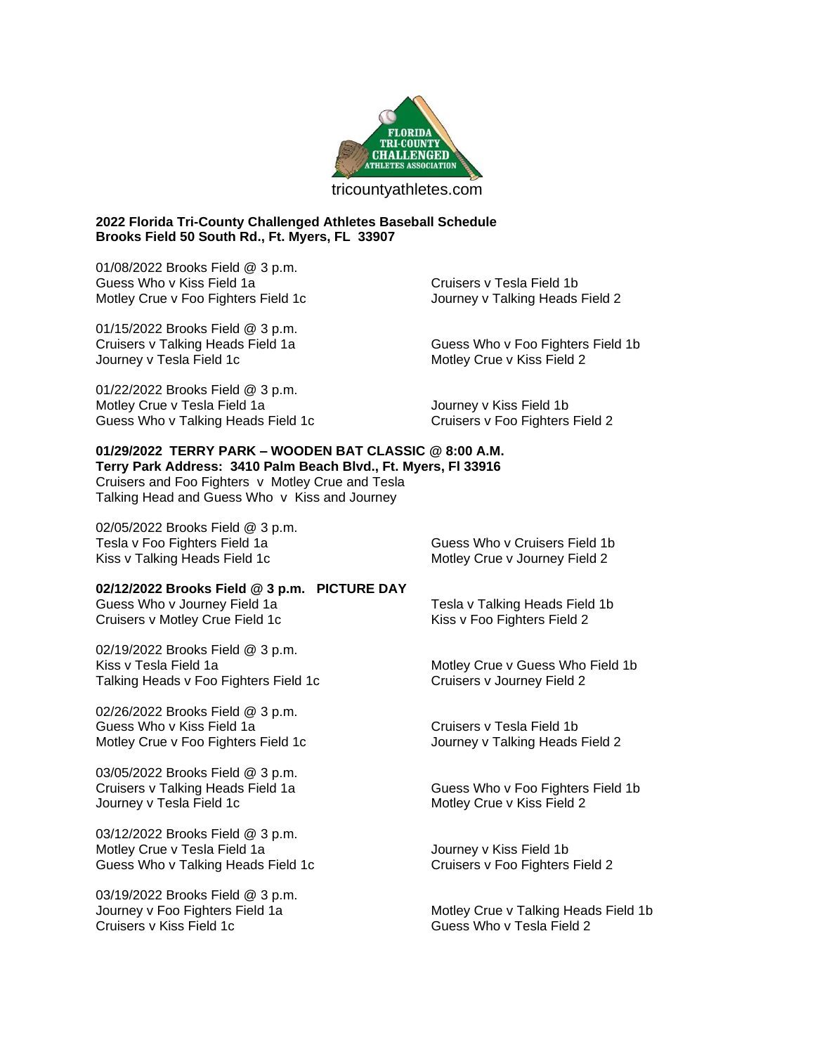FLORIDA TRI-COUNTY CHALLENGED ATHLETES ASSOCIATION

tricountyathletes.com

**2022 Florida Tri-County Challenged Athletes Baseball Schedule**
**Brooks Field 50 South Rd., Ft. Myers, FL 33907**

01/08/2022 Brooks Field @ 3 p.m.
Guess Who v Kiss Field 1a
Cruisers v Tesla Field 1b
Motley Crue v Foo Fighters Field 1c
Journey v Talking Heads Field 2

01/15/2022 Brooks Field @ 3 p.m.
Cruisers v Talking Heads Field 1a
Guess Who v Foo Fighters Field 1b
Journey v Tesla Field 1c
Motley Crue v Kiss Field 2

01/22/2022 Brooks Field @ 3 p.m.
Motley Crue v Tesla Field 1a
Journey v Kiss Field 1b
Guess Who v Talking Heads Field 1c
Cruisers v Foo Fighters Field 2

**01/29/2022 TERRY PARK – WOODEN BAT CLASSIC @ 8:00 A.M.**
**Terry Park Address: 3410 Palm Beach Blvd., Ft. Myers, Fl 33916**
Cruisers and Foo Fighters v Motley Crue and Tesla
Talking Head and Guess Who v Kiss and Journey

02/05/2022 Brooks Field @ 3 p.m.
Tesla v Foo Fighters Field 1a
Guess Who v Cruisers Field 1b
Kiss v Talking Heads Field 1c
Motley Crue v Journey Field 2

**02/12/2022 Brooks Field @ 3 p.m. PICTURE DAY**
Guess Who v Journey Field 1a
Tesla v Talking Heads Field 1b
Cruisers v Motley Crue Field 1c
Kiss v Foo Fighters Field 2

02/19/2022 Brooks Field @ 3 p.m.
Kiss v Tesla Field 1a
Motley Crue v Guess Who Field 1b
Talking Heads v Foo Fighters Field 1c
Cruisers v Journey Field 2

02/26/2022 Brooks Field @ 3 p.m.
Guess Who v Kiss Field 1a
Cruisers v Tesla Field 1b
Motley Crue v Foo Fighters Field 1c
Journey v Talking Heads Field 2

03/05/2022 Brooks Field @ 3 p.m.
Cruisers v Talking Heads Field 1a
Guess Who v Foo Fighters Field 1b
Journey v Tesla Field 1c
Motley Crue v Kiss Field 2

03/12/2022 Brooks Field @ 3 p.m.
Motley Crue v Tesla Field 1a
Journey v Kiss Field 1b
Guess Who v Talking Heads Field 1c
Cruisers v Foo Fighters Field 2

03/19/2022 Brooks Field @ 3 p.m.
Journey v Foo Fighters Field 1a
Motley Crue v Talking Heads Field 1b
Cruisers v Kiss Field 1c
Guess Who v Tesla Field 2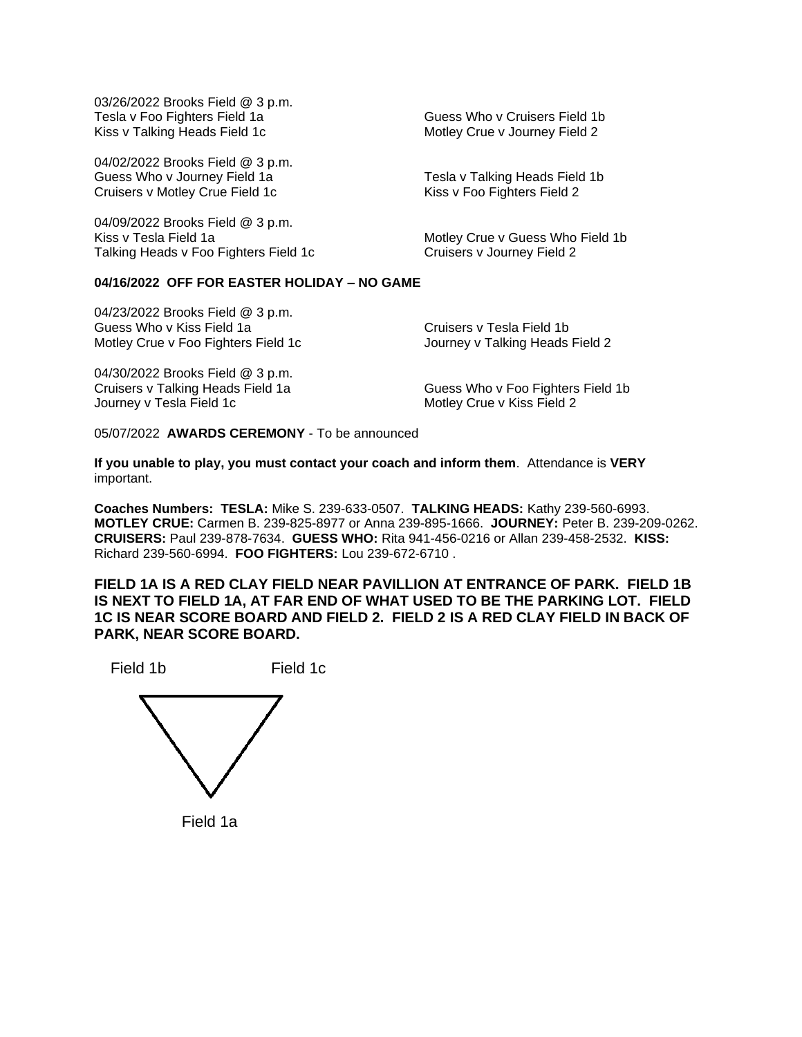03/26/2022 Brooks Field @ 3 p.m.
Tesla v Foo Fighters Field 1a
Kiss v Talking Heads Field 1c
Guess Who v Cruisers Field 1b
Motley Crue v Journey Field 2

04/02/2022 Brooks Field @ 3 p.m.
Guess Who v Journey Field 1a
Cruisers v Motley Crue Field 1c
Tesla v Talking Heads Field 1b
Kiss v Foo Fighters Field 2

04/09/2022 Brooks Field @ 3 p.m.
Kiss v Tesla Field 1a
Talking Heads v Foo Fighters Field 1c
Motley Crue v Guess Who Field 1b
Cruisers v Journey Field 2

**04/16/2022 OFF FOR EASTER HOLIDAY – NO GAME**

04/23/2022 Brooks Field @ 3 p.m.
Guess Who v Kiss Field 1a
Motley Crue v Foo Fighters Field 1c
Cruisers v Tesla Field 1b
Journey v Talking Heads Field 2

04/30/2022 Brooks Field @ 3 p.m.
Cruisers v Talking Heads Field 1a
Journey v Tesla Field 1c
Guess Who v Foo Fighters Field 1b
Motley Crue v Kiss Field 2

05/07/2022 **AWARDS CEREMONY** - To be announced

**If you unable to play, you must contact your coach and inform them**. Attendance is **VERY** important.

**Coaches Numbers: TESLA:** Mike S. 239-633-0507. **TALKING HEADS:** Kathy 239-560-6993. **MOTLEY CRUE:** Carmen B. 239-825-8977 or Anna 239-895-1666. **JOURNEY:** Peter B. 239-209-0262. **CRUISERS:** Paul 239-878-7634. **GUESS WHO:** Rita 941-456-0216 or Allan 239-458-2532. **KISS:** Richard 239-560-6994. **FOO FIGHTERS:** Lou 239-672-6710 .

**FIELD 1A IS A RED CLAY FIELD NEAR PAVILLION AT ENTRANCE OF PARK. FIELD 1B IS NEXT TO FIELD 1A, AT FAR END OF WHAT USED TO BE THE PARKING LOT. FIELD 1C IS NEAR SCORE BOARD AND FIELD 2. FIELD 2 IS A RED CLAY FIELD IN BACK OF PARK, NEAR SCORE BOARD.**

Field 1b
Field 1c
Field 1a